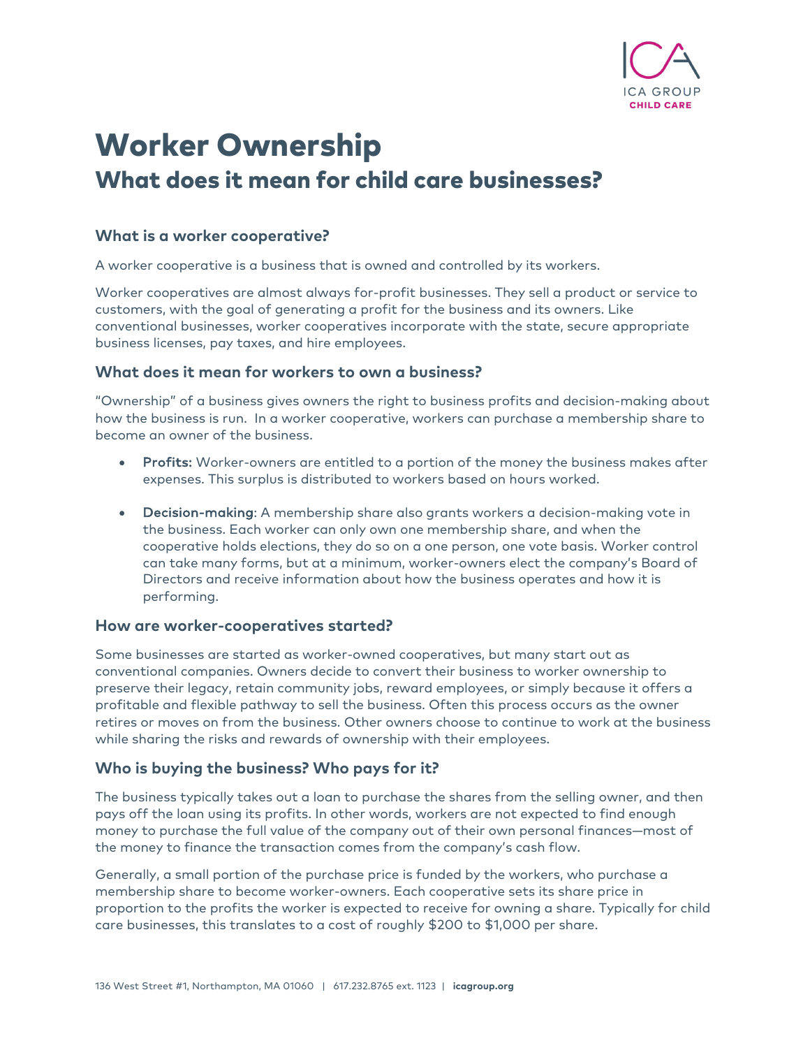ICA GROUP
CHILD CARE

# Worker Ownership

## What does it mean for child care businesses?

### What is a worker cooperative?

A worker cooperative is a business that is owned and controlled by its workers.

Worker cooperatives are almost always for-profit businesses. They sell a product or service to customers, with the goal of generating a profit for the business and its owners. Like conventional businesses, worker cooperatives incorporate with the state, secure appropriate business licenses, pay taxes, and hire employees.

### What does it mean for workers to own a business?

"Ownership" of a business gives owners the right to business profits and decision-making about how the business is run. In a worker cooperative, workers can purchase a membership share to become an owner of the business.

- **Profits:** Worker-owners are entitled to a portion of the money the business makes after expenses. This surplus is distributed to workers based on hours worked.
- **Decision-making**: A membership share also grants workers a decision-making vote in the business. Each worker can only own one membership share, and when the cooperative holds elections, they do so on a one person, one vote basis. Worker control can take many forms, but at a minimum, worker-owners elect the company's Board of Directors and receive information about how the business operates and how it is performing.

### How are worker-cooperatives started?

Some businesses are started as worker-owned cooperatives, but many start out as conventional companies. Owners decide to convert their business to worker ownership to preserve their legacy, retain community jobs, reward employees, or simply because it offers a profitable and flexible pathway to sell the business. Often this process occurs as the owner retires or moves on from the business. Other owners choose to continue to work at the business while sharing the risks and rewards of ownership with their employees.

### Who is buying the business? Who pays for it?

The business typically takes out a loan to purchase the shares from the selling owner, and then pays off the loan using its profits. In other words, workers are not expected to find enough money to purchase the full value of the company out of their own personal finances—most of the money to finance the transaction comes from the company's cash flow.

Generally, a small portion of the purchase price is funded by the workers, who purchase a membership share to become worker-owners. Each cooperative sets its share price in proportion to the profits the worker is expected to receive for owning a share. Typically for child care businesses, this translates to a cost of roughly $200 to $1,000 per share.

136 West Street #1, Northampton, MA 01060 | 617.232.8765 ext. 1123 | **icagroup.org**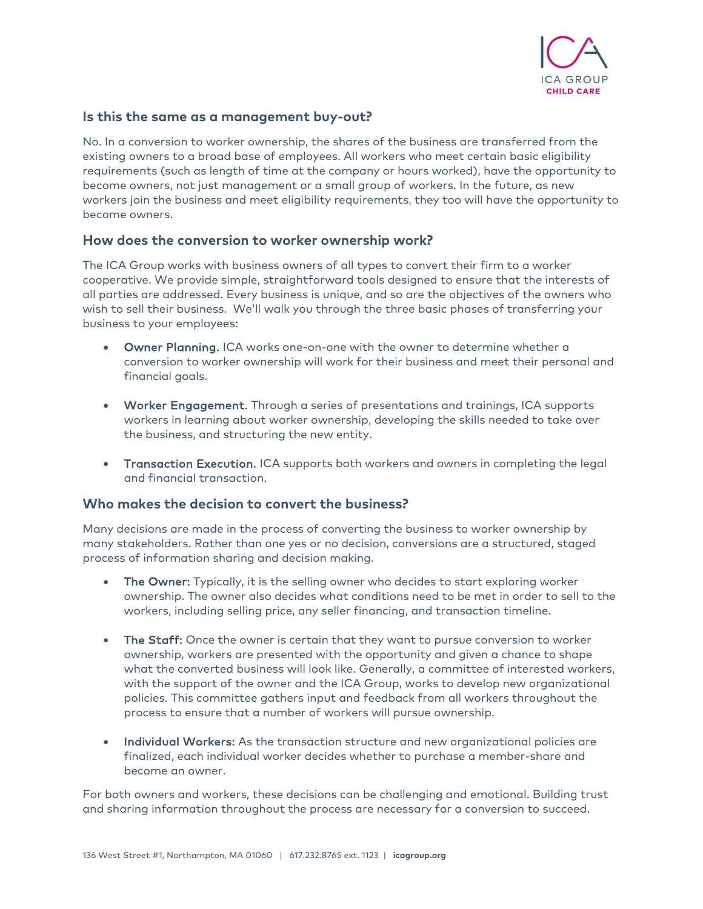## Is this the same as a management buy-out?

No. In a conversion to worker ownership, the shares of the business are transferred from the existing owners to a broad base of employees. All workers who meet certain basic eligibility requirements (such as length of time at the company or hours worked), have the opportunity to become owners, not just management or a small group of workers. In the future, as new workers join the business and meet eligibility requirements, they too will have the opportunity to become owners.

## How does the conversion to worker ownership work?

The ICA Group works with business owners of all types to convert their firm to a worker cooperative. We provide simple, straightforward tools designed to ensure that the interests of all parties are addressed. Every business is unique, and so are the objectives of the owners who wish to sell their business. We'll walk you through the three basic phases of transferring your business to your employees:

- **Owner Planning.** ICA works one-on-one with the owner to determine whether a conversion to worker ownership will work for their business and meet their personal and financial goals.

- **Worker Engagement.** Through a series of presentations and trainings, ICA supports workers in learning about worker ownership, developing the skills needed to take over the business, and structuring the new entity.

- **Transaction Execution.** ICA supports both workers and owners in completing the legal and financial transaction.

## Who makes the decision to convert the business?

Many decisions are made in the process of converting the business to worker ownership by many stakeholders. Rather than one yes or no decision, conversions are a structured, staged process of information sharing and decision making.

- **The Owner:** Typically, it is the selling owner who decides to start exploring worker ownership. The owner also decides what conditions need to be met in order to sell to the workers, including selling price, any seller financing, and transaction timeline.

- **The Staff:** Once the owner is certain that they want to pursue conversion to worker ownership, workers are presented with the opportunity and given a chance to shape what the converted business will look like. Generally, a committee of interested workers, with the support of the owner and the ICA Group, works to develop new organizational policies. This committee gathers input and feedback from all workers throughout the process to ensure that a number of workers will pursue ownership.

- **Individual Workers:** As the transaction structure and new organizational policies are finalized, each individual worker decides whether to purchase a member-share and become an owner.

For both owners and workers, these decisions can be challenging and emotional. Building trust and sharing information throughout the process are necessary for a conversion to succeed.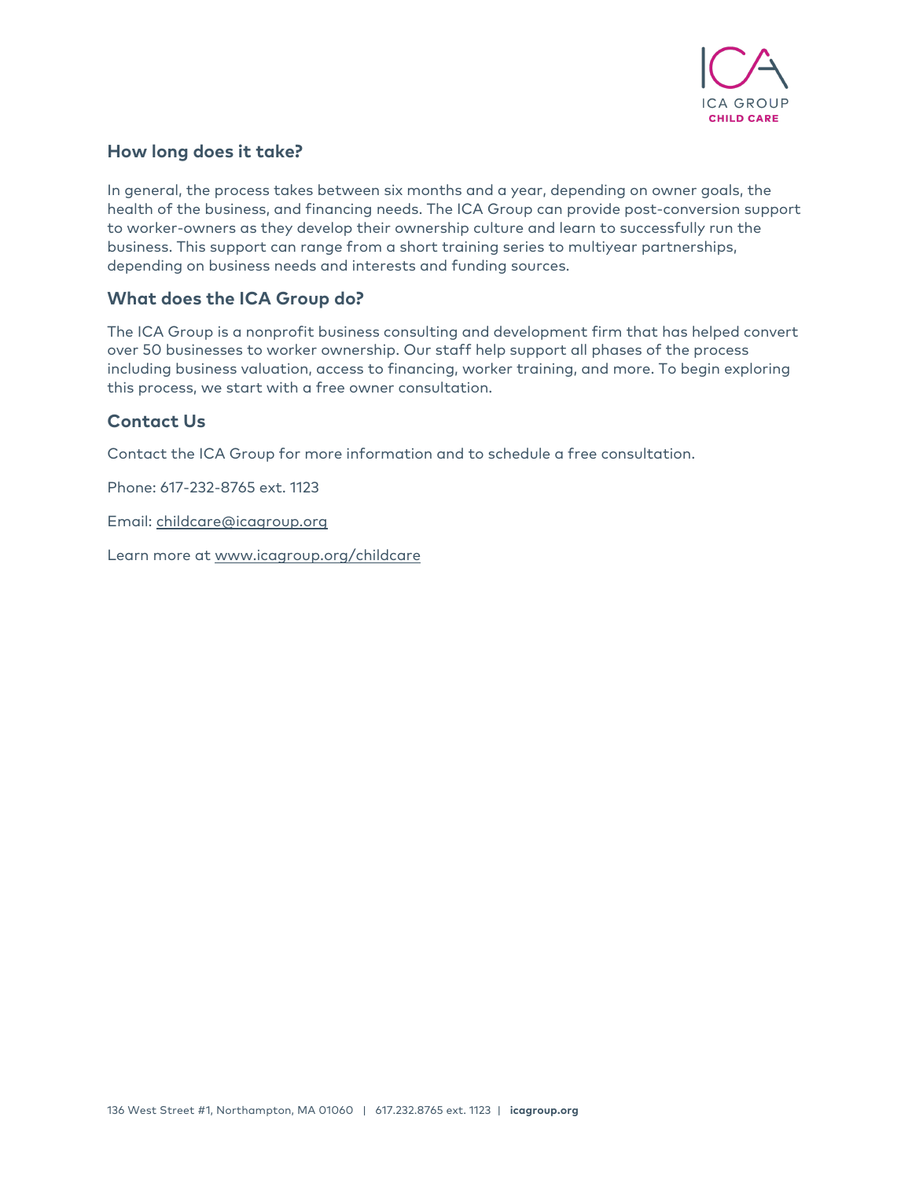## How long does it take?

In general, the process takes between six months and a year, depending on owner goals, the health of the business, and financing needs. The ICA Group can provide post-conversion support to worker-owners as they develop their ownership culture and learn to successfully run the business. This support can range from a short training series to multiyear partnerships, depending on business needs and interests and funding sources.

## What does the ICA Group do?

The ICA Group is a nonprofit business consulting and development firm that has helped convert over 50 businesses to worker ownership. Our staff help support all phases of the process including business valuation, access to financing, worker training, and more. To begin exploring this process, we start with a free owner consultation.

## Contact Us

Contact the ICA Group for more information and to schedule a free consultation.

Phone: 617-232-8765 ext. 1123

Email: childcare@icagroup.org

Learn more at www.icagroup.org/childcare